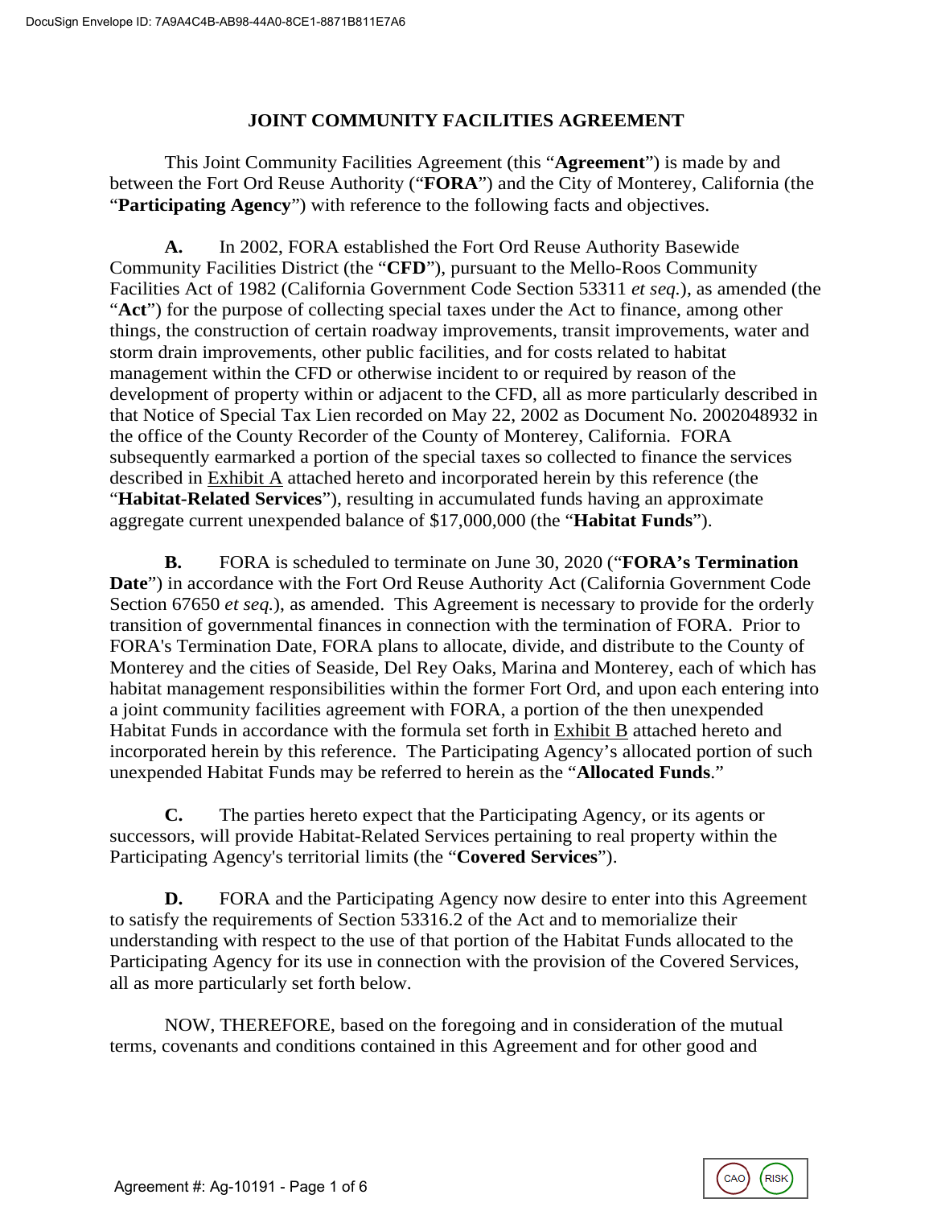# JOINT COMMUNITY FACILITIES AGREEMENT

This Joint Community Facilities Agreement (this "**Agreement**") is made by and between the Fort Ord Reuse Authority ("**FORA**") and the City of Monterey, California (the "**Participating Agency**") with reference to the following facts and objectives.

**A.** In 2002, FORA established the Fort Ord Reuse Authority Basewide Community Facilities District (the "**CFD**"), pursuant to the Mello-Roos Community Facilities Act of 1982 (California Government Code Section 53311 *et seq.*), as amended (the "**Act**") for the purpose of collecting special taxes under the Act to finance, among other things, the construction of certain roadway improvements, transit improvements, water and storm drain improvements, other public facilities, and for costs related to habitat management within the CFD or otherwise incident to or required by reason of the development of property within or adjacent to the CFD, all as more particularly described in that Notice of Special Tax Lien recorded on May 22, 2002 as Document No. 2002048932 in the office of the County Recorder of the County of Monterey, California. FORA subsequently earmarked a portion of the special taxes so collected to finance the services described in Exhibit A attached hereto and incorporated herein by this reference (the "**Habitat-Related Services**"), resulting in accumulated funds having an approximate aggregate current unexpended balance of $17,000,000 (the "**Habitat Funds**").

**B.** FORA is scheduled to terminate on June 30, 2020 ("**FORA's Termination Date**") in accordance with the Fort Ord Reuse Authority Act (California Government Code Section 67650 *et seq.*), as amended. This Agreement is necessary to provide for the orderly transition of governmental finances in connection with the termination of FORA. Prior to FORA's Termination Date, FORA plans to allocate, divide, and distribute to the County of Monterey and the cities of Seaside, Del Rey Oaks, Marina and Monterey, each of which has habitat management responsibilities within the former Fort Ord, and upon each entering into a joint community facilities agreement with FORA, a portion of the then unexpended Habitat Funds in accordance with the formula set forth in Exhibit B attached hereto and incorporated herein by this reference. The Participating Agency's allocated portion of such unexpended Habitat Funds may be referred to herein as the "**Allocated Funds**."

**C.** The parties hereto expect that the Participating Agency, or its agents or successors, will provide Habitat-Related Services pertaining to real property within the Participating Agency's territorial limits (the "**Covered Services**").

**D.** FORA and the Participating Agency now desire to enter into this Agreement to satisfy the requirements of Section 53316.2 of the Act and to memorialize their understanding with respect to the use of that portion of the Habitat Funds allocated to the Participating Agency for its use in connection with the provision of the Covered Services, all as more particularly set forth below.

NOW, THEREFORE, based on the foregoing and in consideration of the mutual terms, covenants and conditions contained in this Agreement and for other good and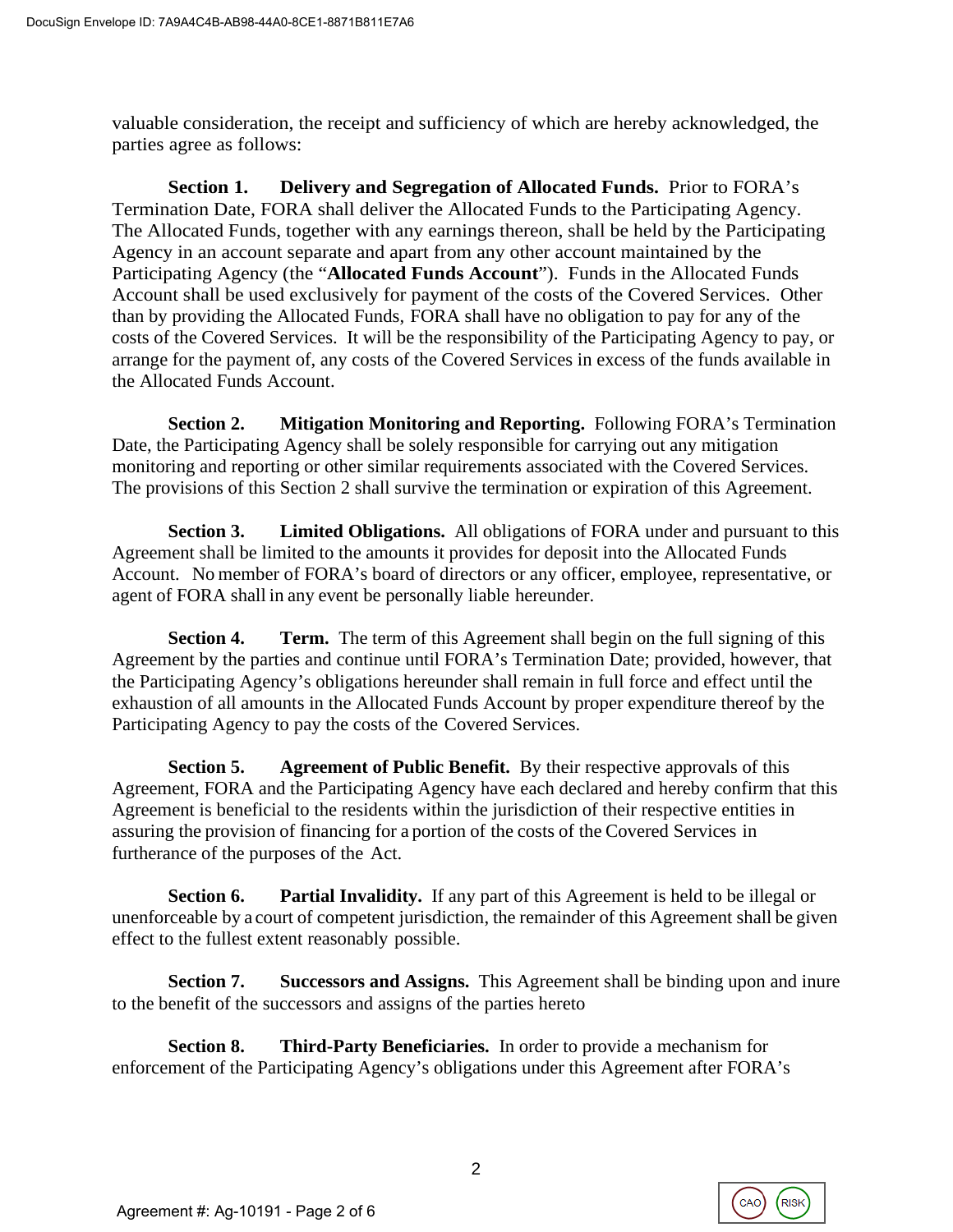valuable consideration, the receipt and sufficiency of which are hereby acknowledged, the parties agree as follows:

**Section 1. Delivery and Segregation of Allocated Funds.** Prior to FORA's Termination Date, FORA shall deliver the Allocated Funds to the Participating Agency. The Allocated Funds, together with any earnings thereon, shall be held by the Participating Agency in an account separate and apart from any other account maintained by the Participating Agency (the "**Allocated Funds Account**"). Funds in the Allocated Funds Account shall be used exclusively for payment of the costs of the Covered Services. Other than by providing the Allocated Funds, FORA shall have no obligation to pay for any of the costs of the Covered Services. It will be the responsibility of the Participating Agency to pay, or arrange for the payment of, any costs of the Covered Services in excess of the funds available in the Allocated Funds Account.

**Section 2. Mitigation Monitoring and Reporting.** Following FORA's Termination Date, the Participating Agency shall be solely responsible for carrying out any mitigation monitoring and reporting or other similar requirements associated with the Covered Services. The provisions of this Section 2 shall survive the termination or expiration of this Agreement.

**Section 3. Limited Obligations.** All obligations of FORA under and pursuant to this Agreement shall be limited to the amounts it provides for deposit into the Allocated Funds Account. No member of FORA's board of directors or any officer, employee, representative, or agent of FORA shall in any event be personally liable hereunder.

**Section 4. Term.** The term of this Agreement shall begin on the full signing of this Agreement by the parties and continue until FORA's Termination Date; provided, however, that the Participating Agency's obligations hereunder shall remain in full force and effect until the exhaustion of all amounts in the Allocated Funds Account by proper expenditure thereof by the Participating Agency to pay the costs of the Covered Services.

**Section 5. Agreement of Public Benefit.** By their respective approvals of this Agreement, FORA and the Participating Agency have each declared and hereby confirm that this Agreement is beneficial to the residents within the jurisdiction of their respective entities in assuring the provision of financing for a portion of the costs of the Covered Services in furtherance of the purposes of the Act.

**Section 6. Partial Invalidity.** If any part of this Agreement is held to be illegal or unenforceable by a court of competent jurisdiction, the remainder of this Agreement shall be given effect to the fullest extent reasonably possible.

**Section 7. Successors and Assigns.** This Agreement shall be binding upon and inure to the benefit of the successors and assigns of the parties hereto

**Section 8. Third-Party Beneficiaries.** In order to provide a mechanism for enforcement of the Participating Agency's obligations under this Agreement after FORA's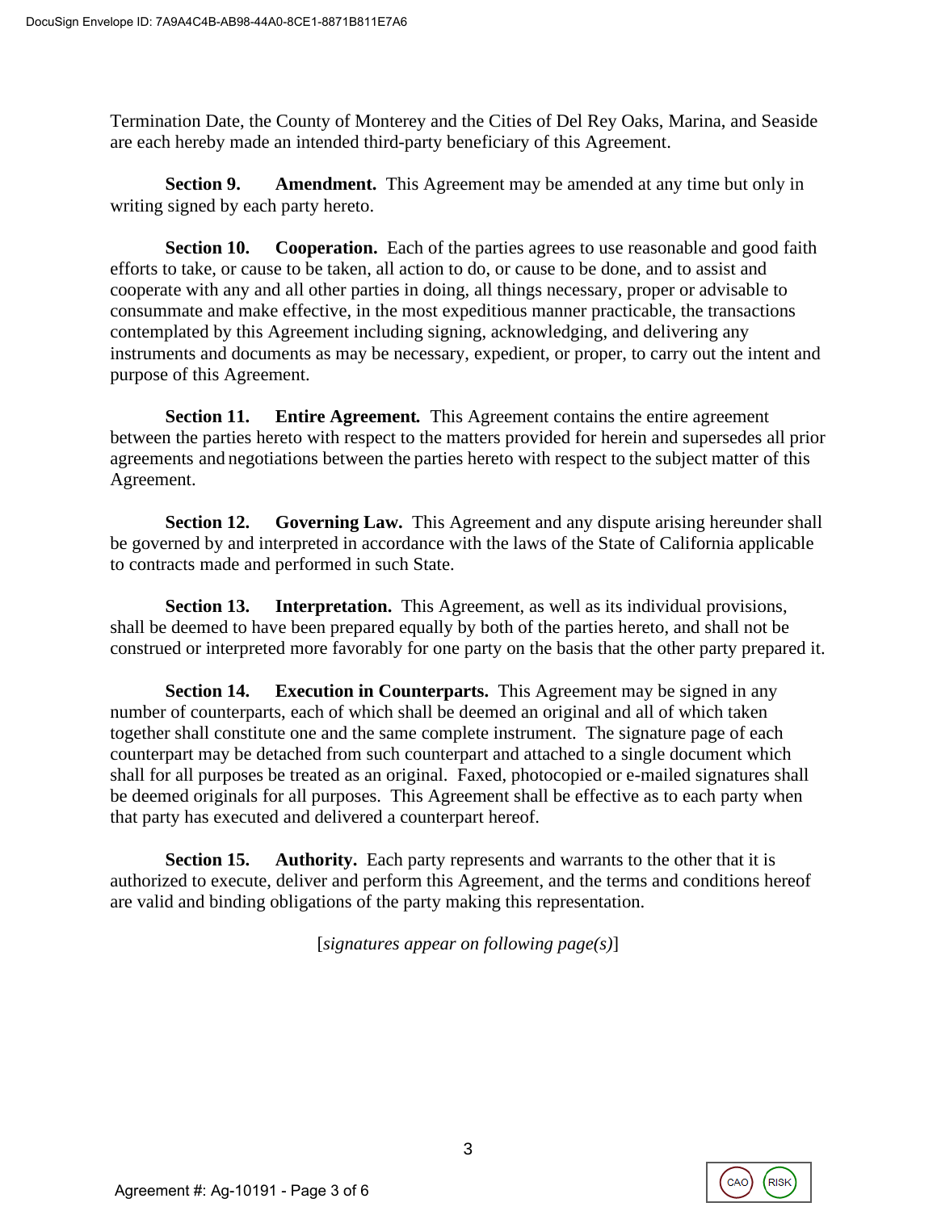Termination Date, the County of Monterey and the Cities of Del Rey Oaks, Marina, and Seaside are each hereby made an intended third-party beneficiary of this Agreement.

**Section 9. Amendment.** This Agreement may be amended at any time but only in writing signed by each party hereto.

**Section 10. Cooperation.** Each of the parties agrees to use reasonable and good faith efforts to take, or cause to be taken, all action to do, or cause to be done, and to assist and cooperate with any and all other parties in doing, all things necessary, proper or advisable to consummate and make effective, in the most expeditious manner practicable, the transactions contemplated by this Agreement including signing, acknowledging, and delivering any instruments and documents as may be necessary, expedient, or proper, to carry out the intent and purpose of this Agreement.

**Section 11. Entire Agreement.** This Agreement contains the entire agreement between the parties hereto with respect to the matters provided for herein and supersedes all prior agreements and negotiations between the parties hereto with respect to the subject matter of this Agreement.

**Section 12. Governing Law.** This Agreement and any dispute arising hereunder shall be governed by and interpreted in accordance with the laws of the State of California applicable to contracts made and performed in such State.

**Section 13. Interpretation.** This Agreement, as well as its individual provisions, shall be deemed to have been prepared equally by both of the parties hereto, and shall not be construed or interpreted more favorably for one party on the basis that the other party prepared it.

**Section 14. Execution in Counterparts.** This Agreement may be signed in any number of counterparts, each of which shall be deemed an original and all of which taken together shall constitute one and the same complete instrument. The signature page of each counterpart may be detached from such counterpart and attached to a single document which shall for all purposes be treated as an original. Faxed, photocopied or e-mailed signatures shall be deemed originals for all purposes. This Agreement shall be effective as to each party when that party has executed and delivered a counterpart hereof.

**Section 15. Authority.** Each party represents and warrants to the other that it is authorized to execute, deliver and perform this Agreement, and the terms and conditions hereof are valid and binding obligations of the party making this representation.

[*signatures appear on following page(s)*]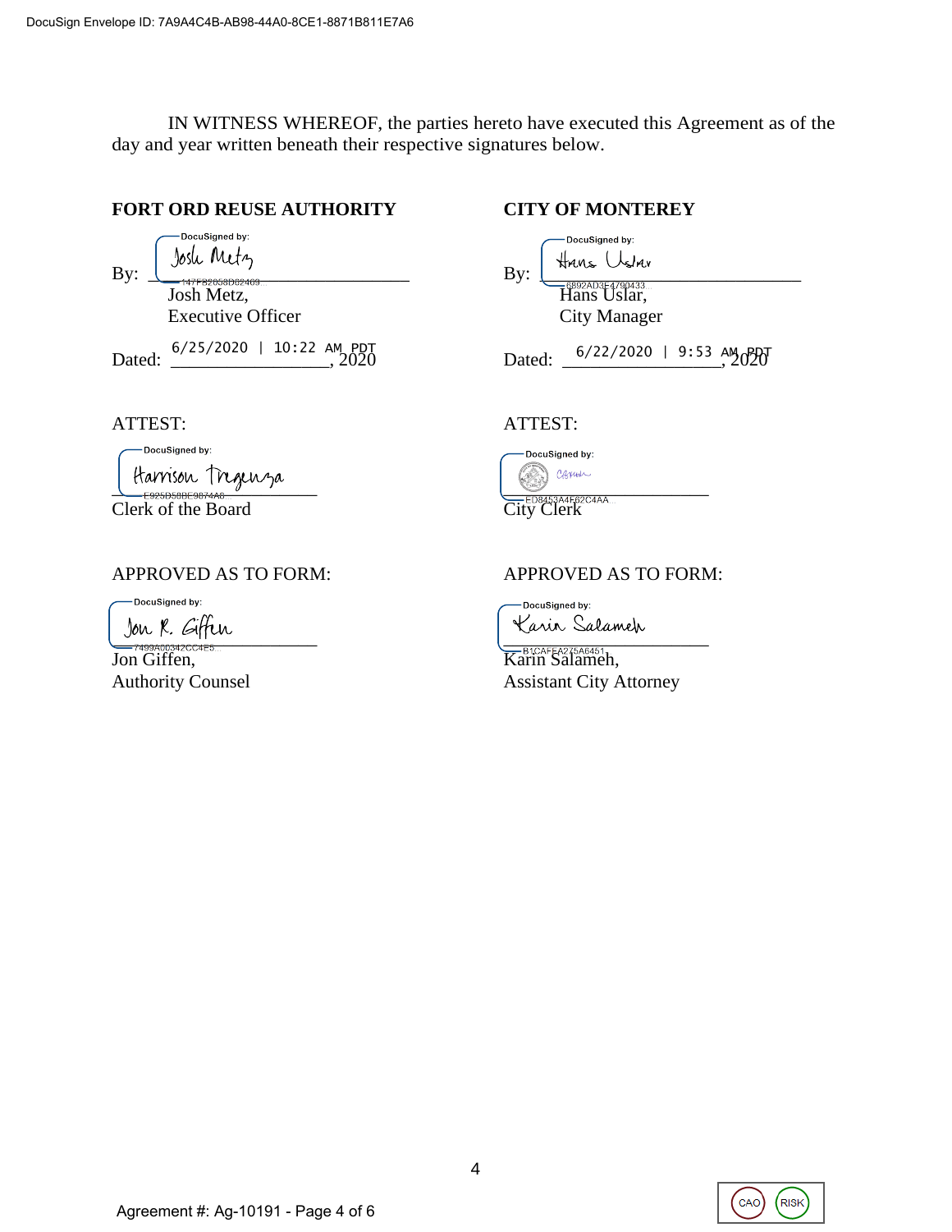IN WITNESS WHEREOF, the parties hereto have executed this Agreement as of the day and year written beneath their respective signatures below.

**FORT ORD REUSE AUTHORITY**

DocuSigned by:

By: Josh Metz
147F82058D82469...

Josh Metz,
Executive Officer

Dated: 6/25/2020 | 10:22 AM PDT, 2020

ATTEST:

DocuSigned by:

Harrison Tregenza
E925D58BE9874A8...

Clerk of the Board

APPROVED AS TO FORM:

DocuSigned by:

Jon R. Giffen
7499A00342CC4E5...

Jon Giffen,
Authority Counsel

**CITY OF MONTEREY**

DocuSigned by:

By: Hans Uslar
6892AD3E4790433...

Hans Uslar,
City Manager

Dated: 6/22/2020 | 9:53 AM PDT, 2020

ATTEST:

DocuSigned by:

ED8453A4F62C4AA...

City Clerk

APPROVED AS TO FORM:

DocuSigned by:

Karin Salameh
B1CAFEA275A6451...

Karin Salameh,
Assistant City Attorney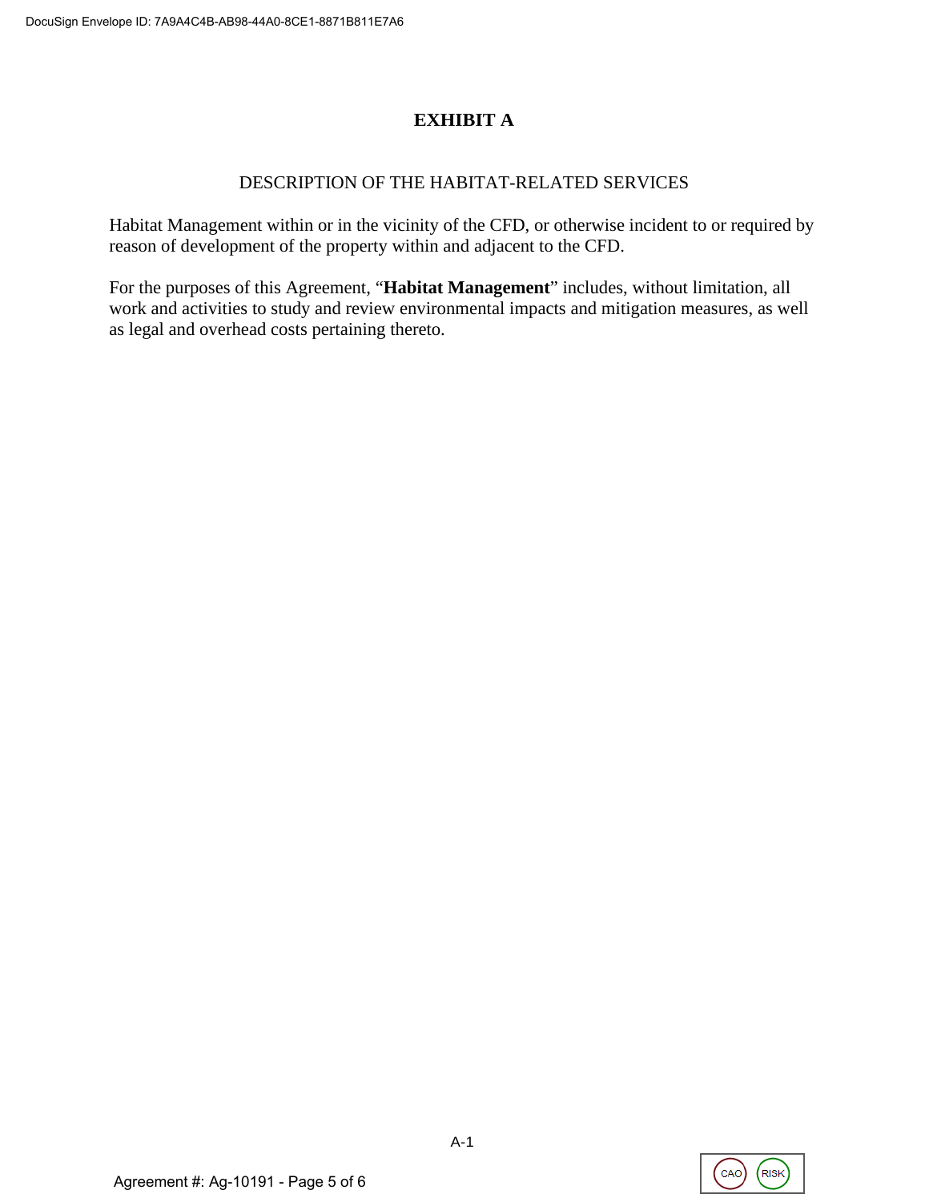# EXHIBIT A

## DESCRIPTION OF THE HABITAT-RELATED SERVICES

Habitat Management within or in the vicinity of the CFD, or otherwise incident to or required by reason of development of the property within and adjacent to the CFD.

For the purposes of this Agreement, "**Habitat Management**" includes, without limitation, all work and activities to study and review environmental impacts and mitigation measures, as well as legal and overhead costs pertaining thereto.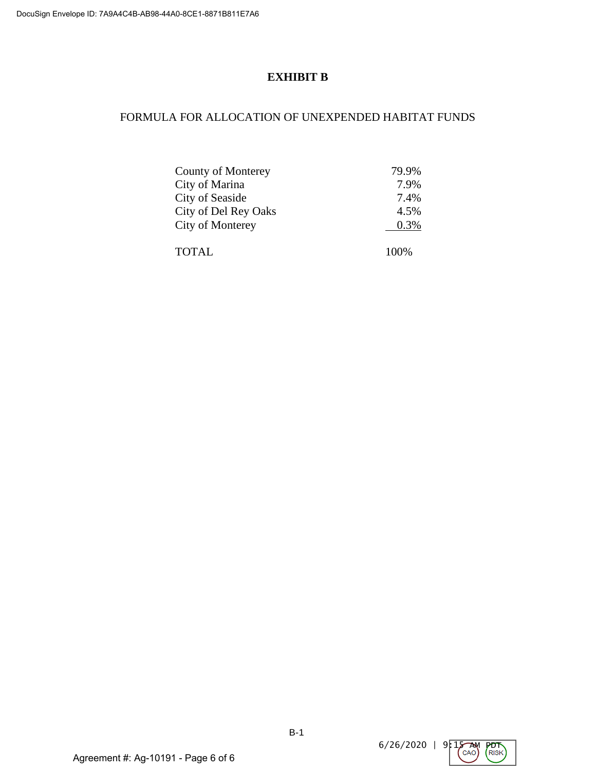# EXHIBIT B

FORMULA FOR ALLOCATION OF UNEXPENDED HABITAT FUNDS

| | |
|---|---|
| County of Monterey | 79.9% |
| City of Marina | 7.9% |
| City of Seaside | 7.4% |
| City of Del Rey Oaks | 4.5% |
| City of Monterey | 0.3% |
| TOTAL | 100% |